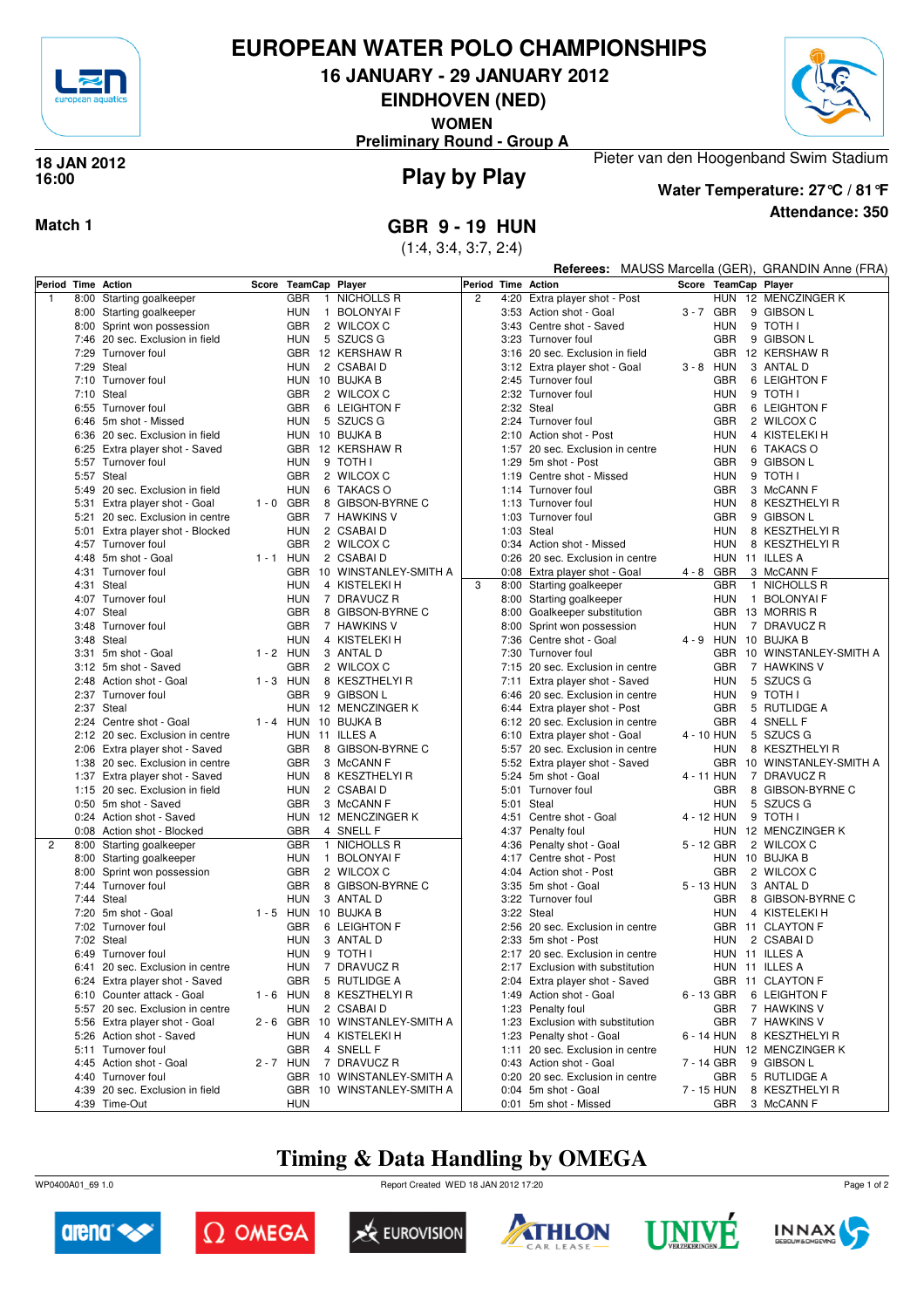# EUROPEAN WATER POLO CHAMPIONSHIPS

## 16 JANUARY - 29 JANUARY 2012

## EINDHOVEN (NED)

**WOMEN**

**Preliminary Round - Group A**

**18 JAN 2012**
**16:00**

## Play by Play

Pieter van den Hoogenband Swim Stadium

**Water Temperature: 27°C / 81°F**

**Attendance: 350**

**Match 1**

## GBR 9 - 19 HUN

(1:4, 3:4, 3:7, 2:4)

**Referees:** MAUSS Marcella (GER), GRANDIN Anne (FRA)

| Period | Time | Action | Score | TeamCap | | Player |
|---|---|---|---|---|---|---|
| 1 | 8:00 | Starting goalkeeper | | GBR | 1 | NICHOLLS R |
| | 8:00 | Starting goalkeeper | | HUN | 1 | BOLONYAI F |
| | 8:00 | Sprint won possession | | GBR | 2 | WILCOX C |
| | 7:46 | 20 sec. Exclusion in field | | HUN | 5 | SZUCS G |
| | 7:29 | Turnover foul | | GBR | 12 | KERSHAW R |
| | 7:29 | Steal | | HUN | 2 | CSABAI D |
| | 7:10 | Turnover foul | | HUN | 10 | BUJKA B |
| | 7:10 | Steal | | GBR | 2 | WILCOX C |
| | 6:55 | Turnover foul | | GBR | 6 | LEIGHTON F |
| | 6:46 | 5m shot - Missed | | HUN | 5 | SZUCS G |
| | 6:36 | 20 sec. Exclusion in field | | HUN | 10 | BUJKA B |
| | 6:25 | Extra player shot - Saved | | GBR | 12 | KERSHAW R |
| | 5:57 | Turnover foul | | HUN | 9 | TOTH I |
| | 5:57 | Steal | | GBR | 2 | WILCOX C |
| | 5:49 | 20 sec. Exclusion in field | | HUN | 6 | TAKACS O |
| | 5:31 | Extra player shot - Goal | 1 - 0 | GBR | 8 | GIBSON-BYRNE C |
| | 5:21 | 20 sec. Exclusion in centre | | GBR | 7 | HAWKINS V |
| | 5:01 | Extra player shot - Blocked | | HUN | 2 | CSABAI D |
| | 4:57 | Turnover foul | | GBR | 2 | WILCOX C |
| | 4:48 | 5m shot - Goal | 1 - 1 | HUN | 2 | CSABAI D |
| | 4:31 | Turnover foul | | GBR | 10 | WINSTANLEY-SMITH A |
| | 4:31 | Steal | | HUN | 4 | KISTELEKI H |
| | 4:07 | Turnover foul | | HUN | 7 | DRAVUCZ R |
| | 4:07 | Steal | | GBR | 8 | GIBSON-BYRNE C |
| | 3:48 | Turnover foul | | GBR | 7 | HAWKINS V |
| | 3:48 | Steal | | HUN | 4 | KISTELEKI H |
| | 3:31 | 5m shot - Goal | 1 - 2 | HUN | 3 | ANTAL D |
| | 3:12 | 5m shot - Saved | | GBR | 2 | WILCOX C |
| | 2:48 | Action shot - Goal | 1 - 3 | HUN | 8 | KESZTHELYI R |
| | 2:37 | Turnover foul | | GBR | 9 | GIBSON L |
| | 2:37 | Steal | | HUN | 12 | MENCZINGER K |
| | 2:24 | Centre shot - Goal | 1 - 4 | HUN | 10 | BUJKA B |
| | 2:12 | 20 sec. Exclusion in centre | | HUN | 11 | ILLES A |
| | 2:06 | Extra player shot - Saved | | GBR | 8 | GIBSON-BYRNE C |
| | 1:38 | 20 sec. Exclusion in centre | | GBR | 3 | McCANN F |
| | 1:37 | Extra player shot - Saved | | HUN | 8 | KESZTHELYI R |
| | 1:15 | 20 sec. Exclusion in field | | HUN | 2 | CSABAI D |
| | 0:50 | 5m shot - Saved | | GBR | 3 | McCANN F |
| | 0:24 | Action shot - Saved | | HUN | 12 | MENCZINGER K |
| | 0:08 | Action shot - Blocked | | GBR | 4 | SNELL F |
| 2 | 8:00 | Starting goalkeeper | | GBR | 1 | NICHOLLS R |
| | 8:00 | Starting goalkeeper | | HUN | 1 | BOLONYAI F |
| | 8:00 | Sprint won possession | | GBR | 2 | WILCOX C |
| | 7:44 | Turnover foul | | GBR | 8 | GIBSON-BYRNE C |
| | 7:44 | Steal | | HUN | 3 | ANTAL D |
| | 7:20 | 5m shot - Goal | 1 - 5 | HUN | 10 | BUJKA B |
| | 7:02 | Turnover foul | | GBR | 6 | LEIGHTON F |
| | 7:02 | Steal | | HUN | 3 | ANTAL D |
| | 6:49 | Turnover foul | | HUN | 9 | TOTH I |
| | 6:41 | 20 sec. Exclusion in centre | | HUN | 7 | DRAVUCZ R |
| | 6:24 | Extra player shot - Saved | | GBR | 5 | RUTLIDGE A |
| | 6:10 | Counter attack - Goal | 1 - 6 | HUN | 8 | KESZTHELYI R |
| | 5:57 | 20 sec. Exclusion in centre | | HUN | 2 | CSABAI D |
| | 5:56 | Extra player shot - Goal | 2 - 6 | GBR | 10 | WINSTANLEY-SMITH A |
| | 5:26 | Action shot - Saved | | HUN | 4 | KISTELEKI H |
| | 5:11 | Turnover foul | | GBR | 4 | SNELL F |
| | 4:45 | Action shot - Goal | 2 - 7 | HUN | 7 | DRAVUCZ R |
| | 4:40 | Turnover foul | | GBR | 10 | WINSTANLEY-SMITH A |
| | 4:39 | 20 sec. Exclusion in field | | GBR | 10 | WINSTANLEY-SMITH A |
| | 4:39 | Time-Out | | HUN | | |
| 2 | 4:20 | Extra player shot - Post | | HUN | 12 | MENCZINGER K |
| | 3:53 | Action shot - Goal | 3 - 7 | GBR | 9 | GIBSON L |
| | 3:43 | Centre shot - Saved | | HUN | 9 | TOTH I |
| | 3:23 | Turnover foul | | GBR | 9 | GIBSON L |
| | 3:16 | 20 sec. Exclusion in field | | GBR | 12 | KERSHAW R |
| | 3:12 | Extra player shot - Goal | 3 - 8 | HUN | 3 | ANTAL D |
| | 2:45 | Turnover foul | | GBR | 6 | LEIGHTON F |
| | 2:32 | Turnover foul | | HUN | 9 | TOTH I |
| | 2:32 | Steal | | GBR | 6 | LEIGHTON F |
| | 2:24 | Turnover foul | | GBR | 2 | WILCOX C |
| | 2:10 | Action shot - Post | | HUN | 4 | KISTELEKI H |
| | 1:57 | 20 sec. Exclusion in centre | | HUN | 6 | TAKACS O |
| | 1:29 | 5m shot - Post | | GBR | 9 | GIBSON L |
| | 1:19 | Centre shot - Missed | | HUN | 9 | TOTH I |
| | 1:14 | Turnover foul | | GBR | 3 | McCANN F |
| | 1:13 | Turnover foul | | HUN | 8 | KESZTHELYI R |
| | 1:03 | Turnover foul | | GBR | 9 | GIBSON L |
| | 1:03 | Steal | | HUN | 8 | KESZTHELYI R |
| | 0:34 | Action shot - Missed | | HUN | 8 | KESZTHELYI R |
| | 0:26 | 20 sec. Exclusion in centre | | HUN | 11 | ILLES A |
| | 0:08 | Extra player shot - Goal | 4 - 8 | GBR | 3 | McCANN F |
| 3 | 8:00 | Starting goalkeeper | | GBR | 1 | NICHOLLS R |
| | 8:00 | Starting goalkeeper | | HUN | 1 | BOLONYAI F |
| | 8:00 | Goalkeeper substitution | | GBR | 13 | MORRIS R |
| | 8:00 | Sprint won possession | | HUN | 7 | DRAVUCZ R |
| | 7:36 | Centre shot - Goal | 4 - 9 | HUN | 10 | BUJKA B |
| | 7:30 | Turnover foul | | GBR | 10 | WINSTANLEY-SMITH A |
| | 7:15 | 20 sec. Exclusion in centre | | GBR | 7 | HAWKINS V |
| | 7:11 | Extra player shot - Saved | | HUN | 5 | SZUCS G |
| | 6:46 | 20 sec. Exclusion in centre | | HUN | 9 | TOTH I |
| | 6:44 | Extra player shot - Post | | GBR | 5 | RUTLIDGE A |
| | 6:12 | 20 sec. Exclusion in centre | | GBR | 4 | SNELL F |
| | 6:10 | Extra player shot - Goal | 4 - 10 | HUN | 5 | SZUCS G |
| | 5:57 | 20 sec. Exclusion in centre | | HUN | 8 | KESZTHELYI R |
| | 5:52 | Extra player shot - Saved | | GBR | 10 | WINSTANLEY-SMITH A |
| | 5:24 | 5m shot - Goal | 4 - 11 | HUN | 7 | DRAVUCZ R |
| | 5:01 | Turnover foul | | GBR | 8 | GIBSON-BYRNE C |
| | 5:01 | Steal | | HUN | 5 | SZUCS G |
| | 4:51 | Centre shot - Goal | 4 - 12 | HUN | 9 | TOTH I |
| | 4:37 | Penalty foul | | HUN | 12 | MENCZINGER K |
| | 4:36 | Penalty shot - Goal | 5 - 12 | GBR | 2 | WILCOX C |
| | 4:17 | Centre shot - Post | | HUN | 10 | BUJKA B |
| | 4:04 | Action shot - Post | | GBR | 2 | WILCOX C |
| | 3:35 | 5m shot - Goal | 5 - 13 | HUN | 3 | ANTAL D |
| | 3:22 | Turnover foul | | GBR | 8 | GIBSON-BYRNE C |
| | 3:22 | Steal | | HUN | 4 | KISTELEKI H |
| | 2:56 | 20 sec. Exclusion in centre | | GBR | 11 | CLAYTON F |
| | 2:33 | 5m shot - Post | | HUN | 2 | CSABAI D |
| | 2:17 | 20 sec. Exclusion in centre | | HUN | 11 | ILLES A |
| | 2:17 | Exclusion with substitution | | HUN | 11 | ILLES A |
| | 2:04 | Extra player shot - Saved | | GBR | 11 | CLAYTON F |
| | 1:49 | Action shot - Goal | 6 - 13 | GBR | 6 | LEIGHTON F |
| | 1:23 | Penalty foul | | GBR | 7 | HAWKINS V |
| | 1:23 | Exclusion with substitution | | GBR | 7 | HAWKINS V |
| | 1:23 | Penalty shot - Goal | 6 - 14 | HUN | 8 | KESZTHELYI R |
| | 1:11 | 20 sec. Exclusion in centre | | HUN | 12 | MENCZINGER K |
| | 0:43 | Action shot - Goal | 7 - 14 | GBR | 9 | GIBSON L |
| | 0:20 | 20 sec. Exclusion in centre | | GBR | 5 | RUTLIDGE A |
| | 0:04 | 5m shot - Goal | 7 - 15 | HUN | 8 | KESZTHELYI R |
| | 0:01 | 5m shot - Missed | | GBR | 3 | McCANN F |

## Timing & Data Handling by OMEGA

WP0400A01_69 1.0 Report Created WED 18 JAN 2012 17:20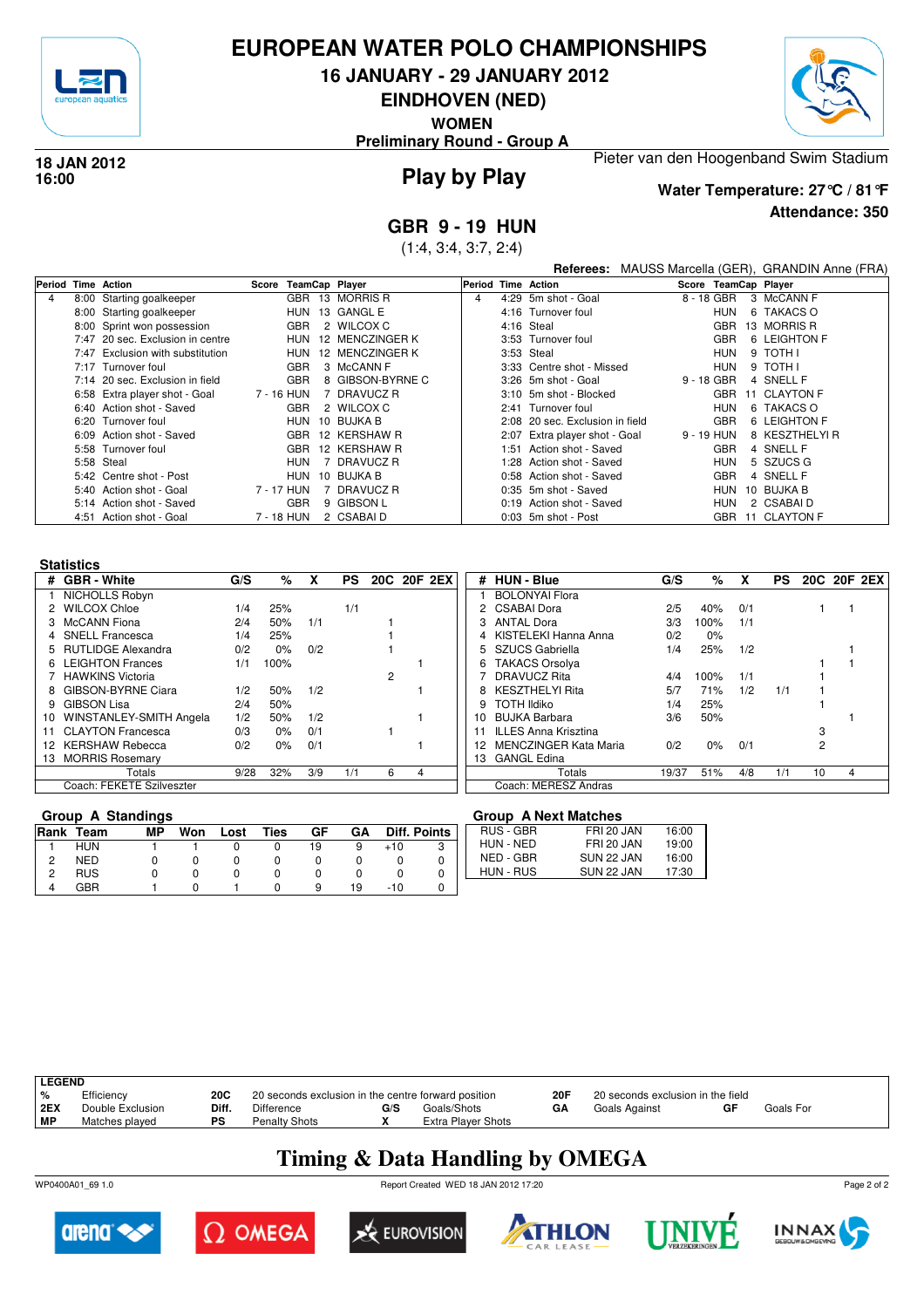# EUROPEAN WATER POLO CHAMPIONSHIPS

## 16 JANUARY - 29 JANUARY 2012

## EINDHOVEN (NED)

### WOMEN

### Preliminary Round - Group A

**18 JAN 2012**
**16:00**

## Play by Play

Pieter van den Hoogenband Swim Stadium

**Water Temperature: 27°C / 81°F**

**Attendance: 350**

## GBR 9 - 19 HUN

(1:4, 3:4, 3:7, 2:4)

**Referees:** MAUSS Marcella (GER), GRANDIN Anne (FRA)

| Period | Time | Action | Score | TeamCap | Player |
|---|---|---|---|---|---|
| 4 | 8:00 | Starting goalkeeper | | GBR 13 | MORRIS R |
| | 8:00 | Starting goalkeeper | | HUN 13 | GANGL E |
| | 8:00 | Sprint won possession | | GBR 2 | WILCOX C |
| | 7:47 | 20 sec. Exclusion in centre | | HUN 12 | MENCZINGER K |
| | 7:47 | Exclusion with substitution | | HUN 12 | MENCZINGER K |
| | 7:17 | Turnover foul | | GBR 3 | McCANN F |
| | 7:14 | 20 sec. Exclusion in field | | GBR 8 | GIBSON-BYRNE C |
| | 6:58 | Extra player shot - Goal | 7 - 16 | HUN 7 | DRAVUCZ R |
| | 6:40 | Action shot - Saved | | GBR 2 | WILCOX C |
| | 6:20 | Turnover foul | | HUN 10 | BUJKA B |
| | 6:09 | Action shot - Saved | | GBR 12 | KERSHAW R |
| | 5:58 | Turnover foul | | GBR 12 | KERSHAW R |
| | 5:58 | Steal | | HUN 7 | DRAVUCZ R |
| | 5:42 | Centre shot - Post | | HUN 10 | BUJKA B |
| | 5:40 | Action shot - Goal | 7 - 17 | HUN 7 | DRAVUCZ R |
| | 5:14 | Action shot - Saved | | GBR 9 | GIBSON L |
| | 4:51 | Action shot - Goal | 7 - 18 | HUN 2 | CSABAI D |
| 4 | 4:29 | 5m shot - Goal | 8 - 18 | GBR 3 | McCANN F |
| | 4:16 | Turnover foul | | HUN 6 | TAKACS O |
| | 4:16 | Steal | | GBR 13 | MORRIS R |
| | 3:53 | Turnover foul | | GBR 6 | LEIGHTON F |
| | 3:53 | Steal | | HUN 9 | TOTH I |
| | 3:33 | Centre shot - Missed | | HUN 9 | TOTH I |
| | 3:26 | 5m shot - Goal | 9 - 18 | GBR 4 | SNELL F |
| | 3:10 | 5m shot - Blocked | | GBR 11 | CLAYTON F |
| | 2:41 | Turnover foul | | HUN 6 | TAKACS O |
| | 2:08 | 20 sec. Exclusion in field | | GBR 6 | LEIGHTON F |
| | 2:07 | Extra player shot - Goal | 9 - 19 | HUN 8 | KESZTHELYI R |
| | 1:51 | Action shot - Saved | | GBR 4 | SNELL F |
| | 1:28 | Action shot - Saved | | HUN 5 | SZUCS G |
| | 0:58 | Action shot - Saved | | GBR 4 | SNELL F |
| | 0:35 | 5m shot - Saved | | HUN 10 | BUJKA B |
| | 0:19 | Action shot - Saved | | HUN 2 | CSABAI D |
| | 0:03 | 5m shot - Post | | GBR 11 | CLAYTON F |

### Statistics

| # | GBR - White | G/S | % | X | PS | 20C | 20F | 2EX |
|---|---|---|---|---|---|---|---|---|
| 1 | NICHOLLS Robyn | | | | | | | |
| 2 | WILCOX Chloe | 1/4 | 25% | | 1/1 | | | |
| 3 | McCANN Fiona | 2/4 | 50% | 1/1 | | 1 | | |
| 4 | SNELL Francesca | 1/4 | 25% | | | 1 | | |
| 5 | RUTLIDGE Alexandra | 0/2 | 0% | 0/2 | | 1 | | |
| 6 | LEIGHTON Frances | 1/1 | 100% | | | | 1 | |
| 7 | HAWKINS Victoria | | | | | 2 | | |
| 8 | GIBSON-BYRNE Ciara | 1/2 | 50% | 1/2 | | | 1 | |
| 9 | GIBSON Lisa | 2/4 | 50% | | | | | |
| 10 | WINSTANLEY-SMITH Angela | 1/2 | 50% | 1/2 | | | 1 | |
| 11 | CLAYTON Francesca | 0/3 | 0% | 0/1 | | 1 | | |
| 12 | KERSHAW Rebecca | 0/2 | 0% | 0/1 | | | 1 | |
| 13 | MORRIS Rosemary | | | | | | | |
| | Totals | 9/28 | 32% | 3/9 | 1/1 | 6 | 4 | |
| | Coach: FEKETE Szilveszter | | | | | | | |

| # | HUN - Blue | G/S | % | X | PS | 20C | 20F | 2EX |
|---|---|---|---|---|---|---|---|---|
| 1 | BOLONYAI Flora | | | | | | | |
| 2 | CSABAI Dora | 2/5 | 40% | 0/1 | | | 1 | 1 |
| 3 | ANTAL Dora | 3/3 | 100% | 1/1 | | | | |
| 4 | KISTELEKI Hanna Anna | 0/2 | 0% | | | | | |
| 5 | SZUCS Gabriella | 1/4 | 25% | 1/2 | | | | 1 |
| 6 | TAKACS Orsolya | | | | | | 1 | 1 |
| 7 | DRAVUCZ Rita | 4/4 | 100% | 1/1 | | | 1 | |
| 8 | KESZTHELYI Rita | 5/7 | 71% | 1/2 | 1/1 | | 1 | |
| 9 | TOTH Ildiko | 1/4 | 25% | | | | 1 | |
| 10 | BUJKA Barbara | 3/6 | 50% | | | | | 1 |
| 11 | ILLES Anna Krisztina | | | | | | 3 | |
| 12 | MENCZINGER Kata Maria | 0/2 | 0% | 0/1 | | | 2 | |
| 13 | GANGL Edina | | | | | | | |
| | Totals | 19/37 | 51% | 4/8 | 1/1 | | 10 | 4 |
| | Coach: MERESZ Andras | | | | | | | |

### Group A Standings

| Rank | Team | MP | Won | Lost | Ties | GF | GA | Diff. | Points |
|---|---|---|---|---|---|---|---|---|---|
| 1 | HUN | 1 | 1 | 0 | 0 | 19 | 9 | +10 | 3 |
| 2 | NED | 0 | 0 | 0 | 0 | 0 | 0 | 0 | 0 |
| 2 | RUS | 0 | 0 | 0 | 0 | 0 | 0 | 0 | 0 |
| 4 | GBR | 1 | 0 | 1 | 0 | 9 | 19 | -10 | 0 |

### Group A Next Matches

| | | |
|---|---|---|
| RUS - GBR | FRI 20 JAN | 16:00 |
| HUN - NED | FRI 20 JAN | 19:00 |
| NED - GBR | SUN 22 JAN | 16:00 |
| HUN - RUS | SUN 22 JAN | 17:30 |

**LEGEND**

| | | | | | | | |
|---|---|---|---|---|---|---|---|
| % | Efficiency | 20C | 20 seconds exclusion in the centre forward position | | | 20F | 20 seconds exclusion in the field |
| 2EX | Double Exclusion | Diff. | Difference | G/S | Goals/Shots | GA | Goals Against |
| MP | Matches played | PS | Penalty Shots | X | Extra Player Shots | GF | Goals For |

## Timing & Data Handling by OMEGA

WP0400A01_69 1.0 — Report Created WED 18 JAN 2012 17:20